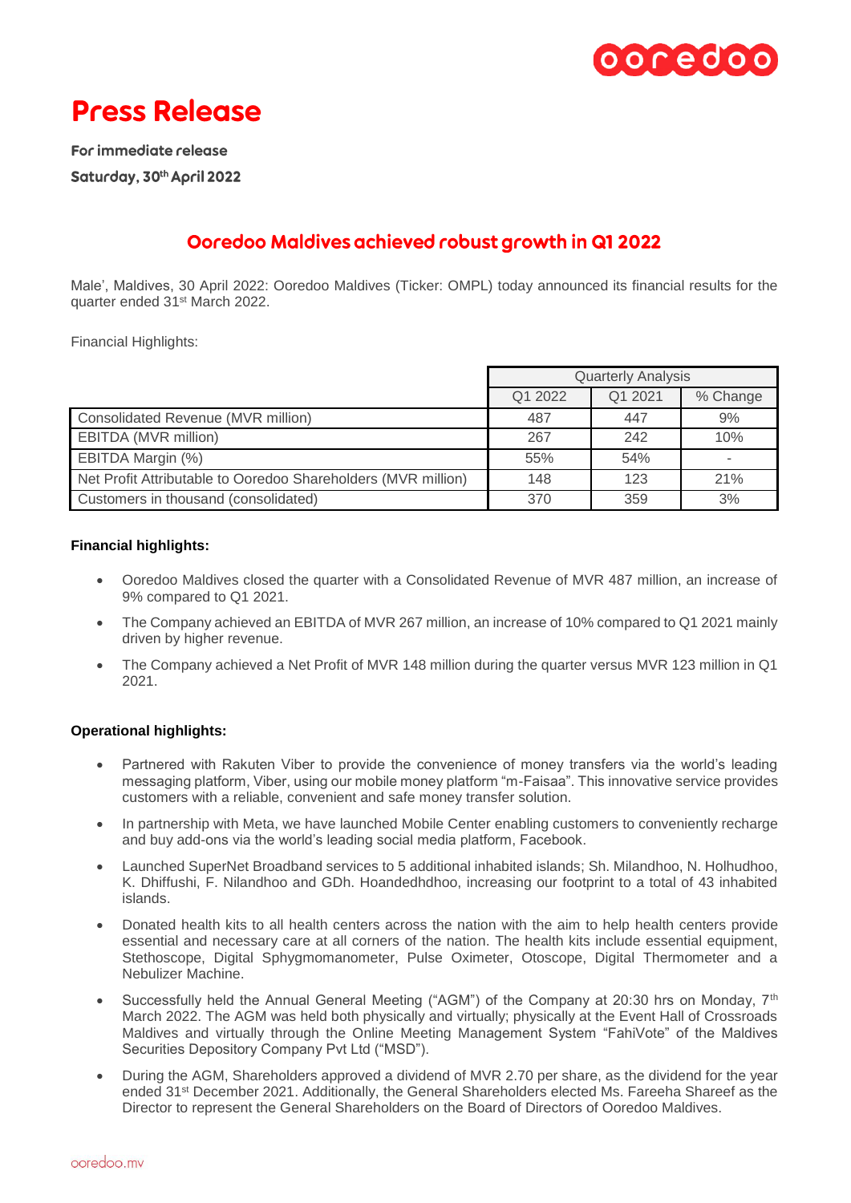# Press Release

**For immediate release**

**Saturday, 30th April 2022**

## Ooredoo Maldives achieved robust growth in Q1 2022

Male', Maldives, 30 April 2022: Ooredoo Maldives (Ticker: OMPL) today announced its financial results for the quarter ended 31st March 2022.

Financial Highlights:

| | Quarterly Analysis | | |
|---|---|---|---|
| | Q1 2022 | Q1 2021 | % Change |
| Consolidated Revenue (MVR million) | 487 | 447 | 9% |
| EBITDA (MVR million) | 267 | 242 | 10% |
| EBITDA Margin (%) | 55% | 54% | - |
| Net Profit Attributable to Ooredoo Shareholders (MVR million) | 148 | 123 | 21% |
| Customers in thousand (consolidated) | 370 | 359 | 3% |

**Financial highlights:**

- Ooredoo Maldives closed the quarter with a Consolidated Revenue of MVR 487 million, an increase of 9% compared to Q1 2021.
- The Company achieved an EBITDA of MVR 267 million, an increase of 10% compared to Q1 2021 mainly driven by higher revenue.
- The Company achieved a Net Profit of MVR 148 million during the quarter versus MVR 123 million in Q1 2021.

**Operational highlights:**

- Partnered with Rakuten Viber to provide the convenience of money transfers via the world's leading messaging platform, Viber, using our mobile money platform "m-Faisaa". This innovative service provides customers with a reliable, convenient and safe money transfer solution.
- In partnership with Meta, we have launched Mobile Center enabling customers to conveniently recharge and buy add-ons via the world's leading social media platform, Facebook.
- Launched SuperNet Broadband services to 5 additional inhabited islands; Sh. Milandhoo, N. Holhudhoo, K. Dhiffushi, F. Nilandhoo and GDh. Hoandedhdhoo, increasing our footprint to a total of 43 inhabited islands.
- Donated health kits to all health centers across the nation with the aim to help health centers provide essential and necessary care at all corners of the nation. The health kits include essential equipment, Stethoscope, Digital Sphygmomanometer, Pulse Oximeter, Otoscope, Digital Thermometer and a Nebulizer Machine.
- Successfully held the Annual General Meeting ("AGM") of the Company at 20:30 hrs on Monday, 7th March 2022. The AGM was held both physically and virtually; physically at the Event Hall of Crossroads Maldives and virtually through the Online Meeting Management System "FahiVote" of the Maldives Securities Depository Company Pvt Ltd ("MSD").
- During the AGM, Shareholders approved a dividend of MVR 2.70 per share, as the dividend for the year ended 31st December 2021. Additionally, the General Shareholders elected Ms. Fareeha Shareef as the Director to represent the General Shareholders on the Board of Directors of Ooredoo Maldives.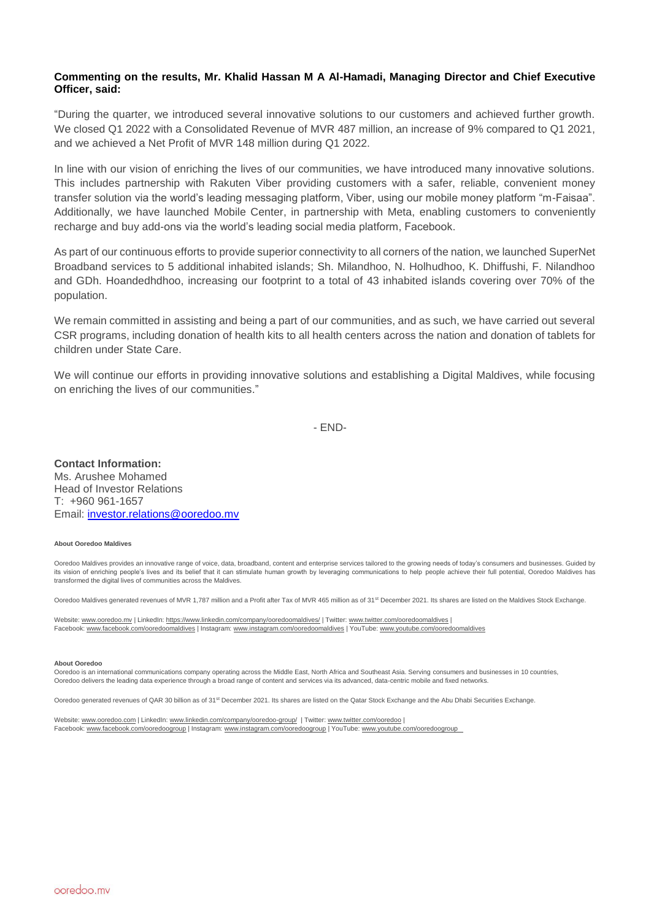**Commenting on the results, Mr. Khalid Hassan M A Al-Hamadi, Managing Director and Chief Executive Officer, said:**

"During the quarter, we introduced several innovative solutions to our customers and achieved further growth. We closed Q1 2022 with a Consolidated Revenue of MVR 487 million, an increase of 9% compared to Q1 2021, and we achieved a Net Profit of MVR 148 million during Q1 2022.

In line with our vision of enriching the lives of our communities, we have introduced many innovative solutions. This includes partnership with Rakuten Viber providing customers with a safer, reliable, convenient money transfer solution via the world's leading messaging platform, Viber, using our mobile money platform "m-Faisaa". Additionally, we have launched Mobile Center, in partnership with Meta, enabling customers to conveniently recharge and buy add-ons via the world's leading social media platform, Facebook.

As part of our continuous efforts to provide superior connectivity to all corners of the nation, we launched SuperNet Broadband services to 5 additional inhabited islands; Sh. Milandhoo, N. Holhudhoo, K. Dhiffushi, F. Nilandhoo and GDh. Hoandedhdhoo, increasing our footprint to a total of 43 inhabited islands covering over 70% of the population.

We remain committed in assisting and being a part of our communities, and as such, we have carried out several CSR programs, including donation of health kits to all health centers across the nation and donation of tablets for children under State Care.

We will continue our efforts in providing innovative solutions and establishing a Digital Maldives, while focusing on enriching the lives of our communities."

- END-

**Contact Information:**
Ms. Arushee Mohamed
Head of Investor Relations
T: +960 961-1657
Email: investor.relations@ooredoo.mv

**About Ooredoo Maldives**

Ooredoo Maldives provides an innovative range of voice, data, broadband, content and enterprise services tailored to the growing needs of today's consumers and businesses. Guided by its vision of enriching people's lives and its belief that it can stimulate human growth by leveraging communications to help people achieve their full potential, Ooredoo Maldives has transformed the digital lives of communities across the Maldives.

Ooredoo Maldives generated revenues of MVR 1,787 million and a Profit after Tax of MVR 465 million as of 31st December 2021. Its shares are listed on the Maldives Stock Exchange.

Website: www.ooredoo.mv | LinkedIn: https://www.linkedin.com/company/ooredoomaldives/ | Twitter: www.twitter.com/ooredoomaldives |
Facebook: www.facebook.com/ooredoomaldives | Instagram: www.instagram.com/ooredoomaldives | YouTube: www.youtube.com/ooredoomaldives

**About Ooredoo**

Ooredoo is an international communications company operating across the Middle East, North Africa and Southeast Asia. Serving consumers and businesses in 10 countries, Ooredoo delivers the leading data experience through a broad range of content and services via its advanced, data-centric mobile and fixed networks.

Ooredoo generated revenues of QAR 30 billion as of 31st December 2021. Its shares are listed on the Qatar Stock Exchange and the Abu Dhabi Securities Exchange.

Website: www.ooredoo.com | LinkedIn: www.linkedin.com/company/ooredoo-group/ | Twitter: www.twitter.com/ooredoo |
Facebook: www.facebook.com/ooredoogroup | Instagram: www.instagram.com/ooredoogroup | YouTube: www.youtube.com/ooredoogroup